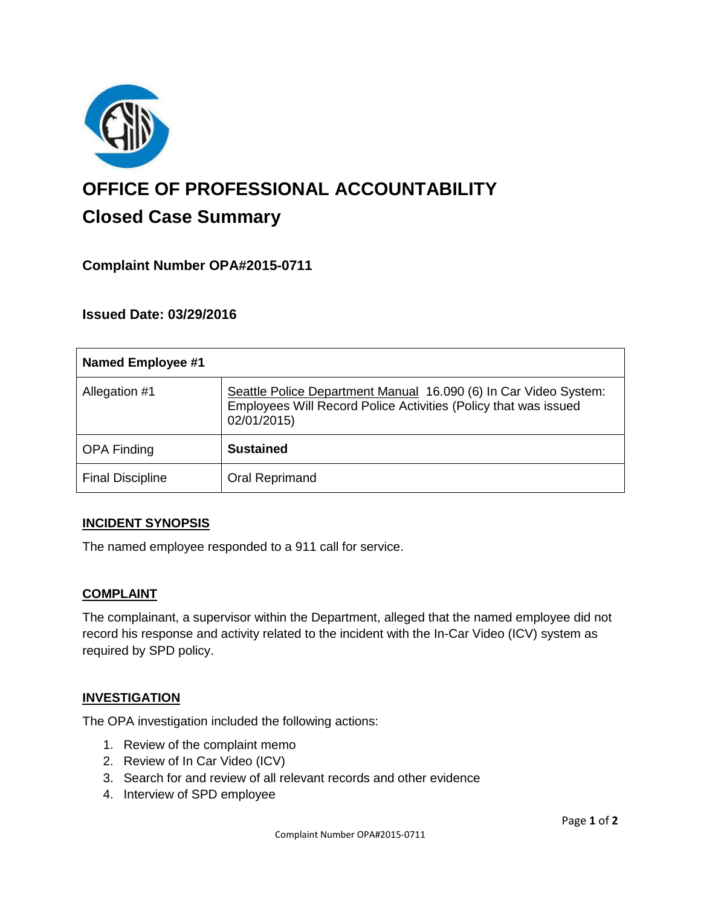# OFFICE OF PROFESSIONAL ACCOUNTABILITY

## Closed Case Summary

### Complaint Number OPA#2015-0711

### Issued Date: 03/29/2016

| Named Employee #1 | |
|---|---|
| Allegation #1 | Seattle Police Department Manual 16.090 (6) In Car Video System: Employees Will Record Police Activities (Policy that was issued 02/01/2015) |
| OPA Finding | **Sustained** |
| Final Discipline | Oral Reprimand |

**INCIDENT SYNOPSIS**

The named employee responded to a 911 call for service.

**COMPLAINT**

The complainant, a supervisor within the Department, alleged that the named employee did not record his response and activity related to the incident with the In-Car Video (ICV) system as required by SPD policy.

**INVESTIGATION**

The OPA investigation included the following actions:

1. Review of the complaint memo
2. Review of In Car Video (ICV)
3. Search for and review of all relevant records and other evidence
4. Interview of SPD employee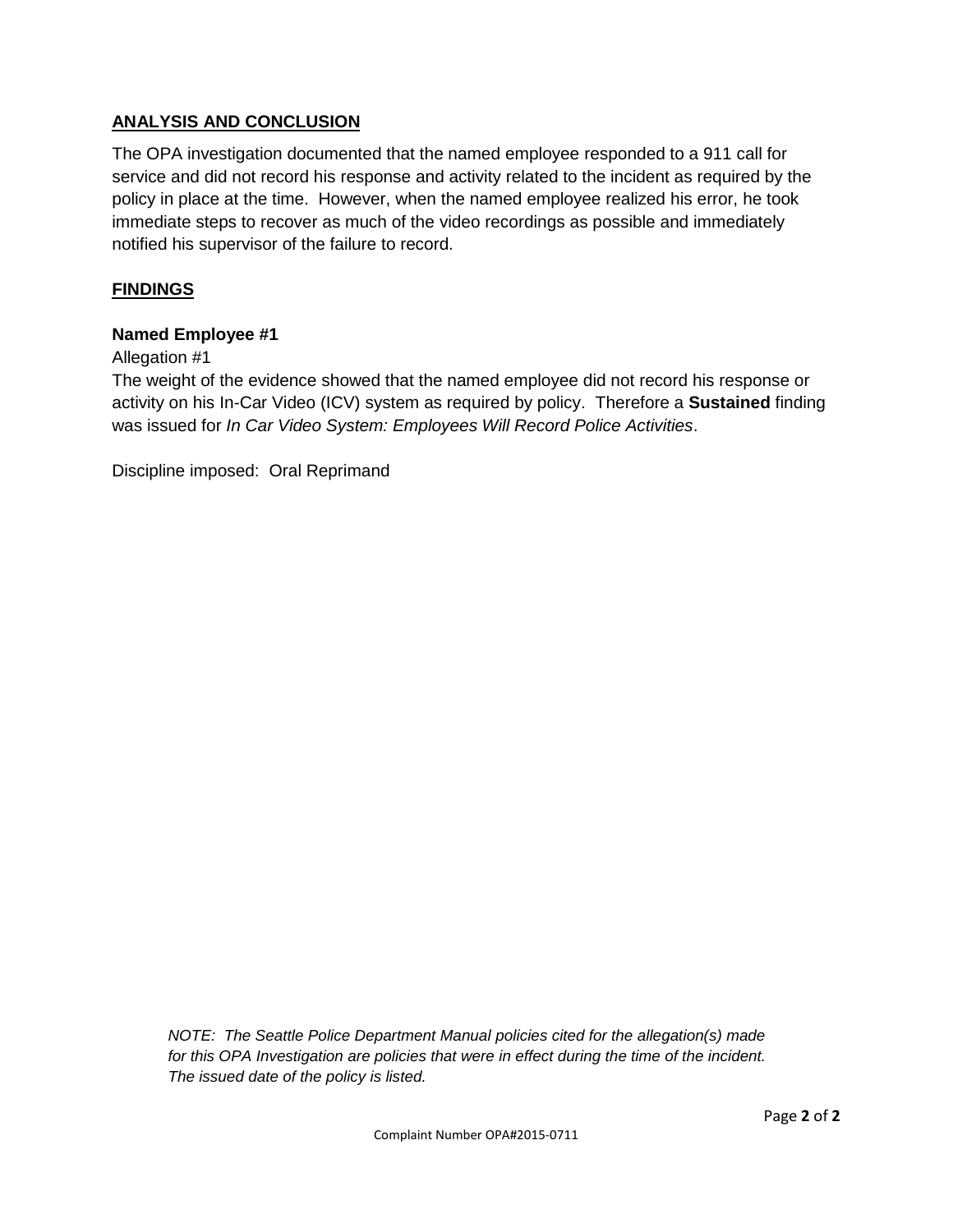## ANALYSIS AND CONCLUSION

The OPA investigation documented that the named employee responded to a 911 call for service and did not record his response and activity related to the incident as required by the policy in place at the time. However, when the named employee realized his error, he took immediate steps to recover as much of the video recordings as possible and immediately notified his supervisor of the failure to record.

## FINDINGS

### Named Employee #1

Allegation #1

The weight of the evidence showed that the named employee did not record his response or activity on his In-Car Video (ICV) system as required by policy. Therefore a **Sustained** finding was issued for *In Car Video System: Employees Will Record Police Activities*.

Discipline imposed: Oral Reprimand

*NOTE: The Seattle Police Department Manual policies cited for the allegation(s) made for this OPA Investigation are policies that were in effect during the time of the incident. The issued date of the policy is listed.*

Complaint Number OPA#2015-0711